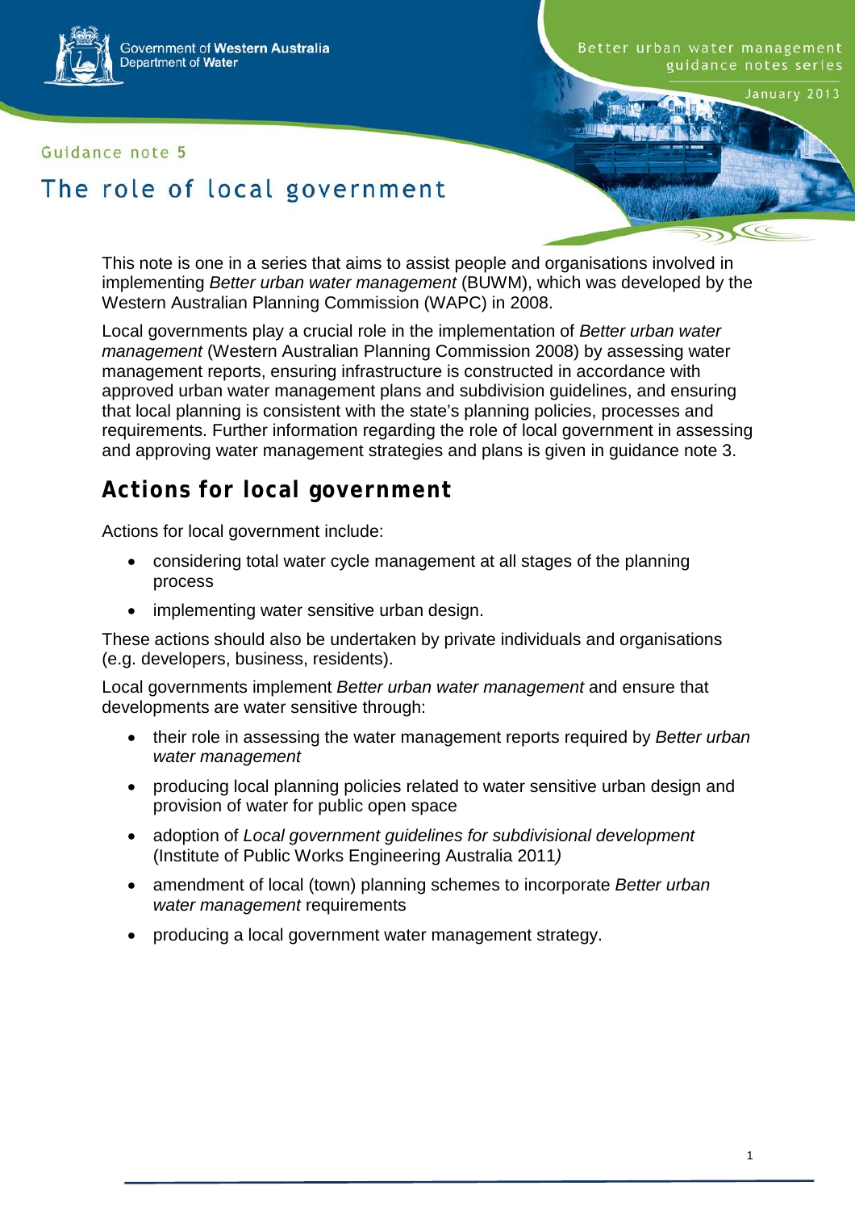Government of **Western Australia**
Department of **Water**

Better urban water management guidance notes series

January 2013

Guidance note **5**

# The role of local government

This note is one in a series that aims to assist people and organisations involved in implementing *Better urban water management* (BUWM), which was developed by the Western Australian Planning Commission (WAPC) in 2008.

Local governments play a crucial role in the implementation of *Better urban water management* (Western Australian Planning Commission 2008) by assessing water management reports, ensuring infrastructure is constructed in accordance with approved urban water management plans and subdivision guidelines, and ensuring that local planning is consistent with the state's planning policies, processes and requirements. Further information regarding the role of local government in assessing and approving water management strategies and plans is given in guidance note 3.

## Actions for local government

Actions for local government include:

- considering total water cycle management at all stages of the planning process
- implementing water sensitive urban design.

These actions should also be undertaken by private individuals and organisations (e.g. developers, business, residents).

Local governments implement *Better urban water management* and ensure that developments are water sensitive through:

- their role in assessing the water management reports required by *Better urban water management*
- producing local planning policies related to water sensitive urban design and provision of water for public open space
- adoption of *Local government guidelines for subdivisional development* (Institute of Public Works Engineering Australia 2011*)*
- amendment of local (town) planning schemes to incorporate *Better urban water management* requirements
- producing a local government water management strategy.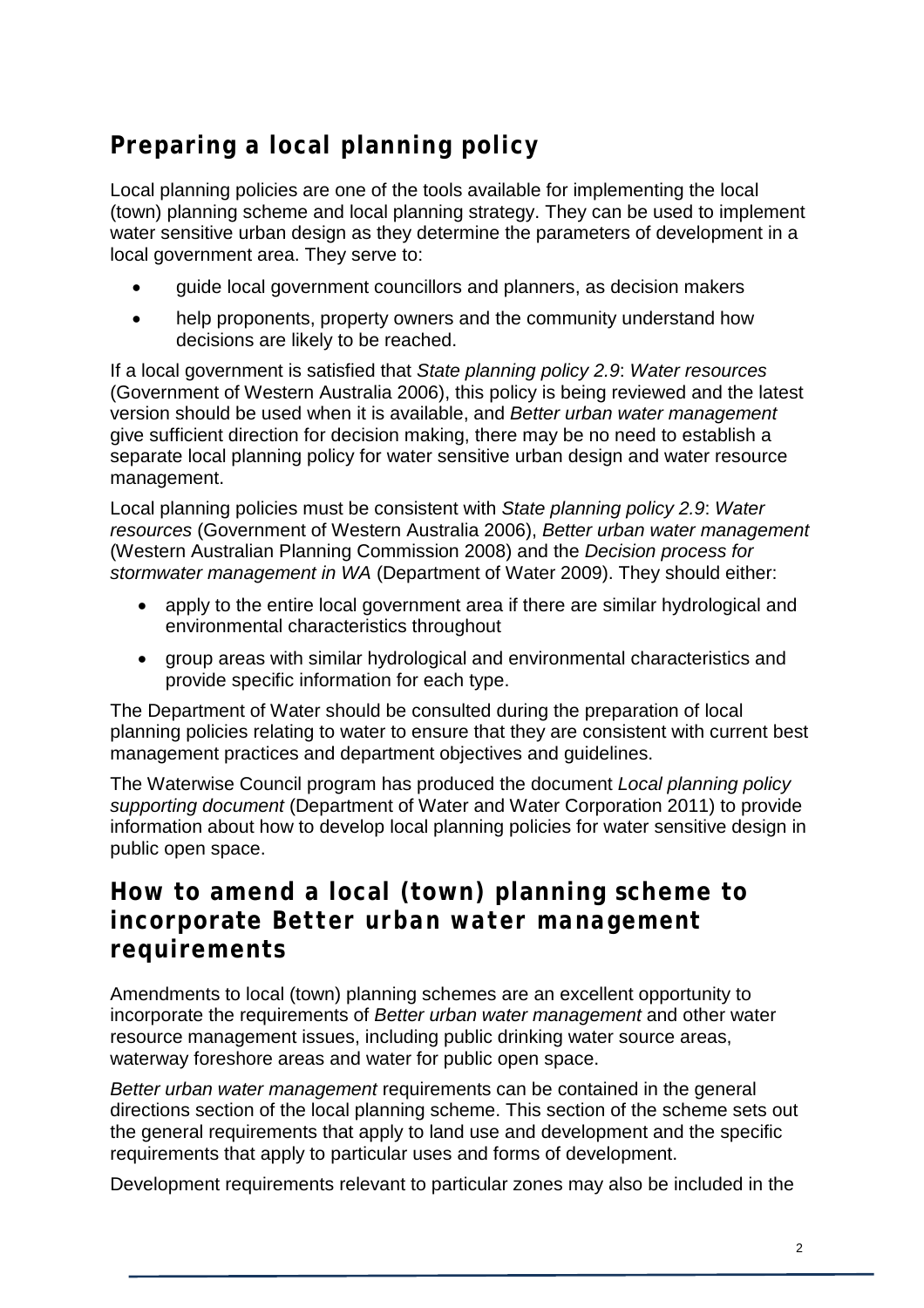## Preparing a local planning policy

Local planning policies are one of the tools available for implementing the local (town) planning scheme and local planning strategy. They can be used to implement water sensitive urban design as they determine the parameters of development in a local government area. They serve to:

- guide local government councillors and planners, as decision makers
- help proponents, property owners and the community understand how decisions are likely to be reached.

If a local government is satisfied that *State planning policy 2.9*: *Water resources* (Government of Western Australia 2006), this policy is being reviewed and the latest version should be used when it is available, and *Better urban water management* give sufficient direction for decision making, there may be no need to establish a separate local planning policy for water sensitive urban design and water resource management.

Local planning policies must be consistent with *State planning policy 2.9*: *Water resources* (Government of Western Australia 2006), *Better urban water management* (Western Australian Planning Commission 2008) and the *Decision process for stormwater management in WA* (Department of Water 2009). They should either:

- apply to the entire local government area if there are similar hydrological and environmental characteristics throughout
- group areas with similar hydrological and environmental characteristics and provide specific information for each type.

The Department of Water should be consulted during the preparation of local planning policies relating to water to ensure that they are consistent with current best management practices and department objectives and guidelines.

The Waterwise Council program has produced the document *Local planning policy supporting document* (Department of Water and Water Corporation 2011) to provide information about how to develop local planning policies for water sensitive design in public open space.

## How to amend a local (town) planning scheme to incorporate Better urban water management requirements

Amendments to local (town) planning schemes are an excellent opportunity to incorporate the requirements of *Better urban water management* and other water resource management issues, including public drinking water source areas, waterway foreshore areas and water for public open space.

*Better urban water management* requirements can be contained in the general directions section of the local planning scheme. This section of the scheme sets out the general requirements that apply to land use and development and the specific requirements that apply to particular uses and forms of development.

Development requirements relevant to particular zones may also be included in the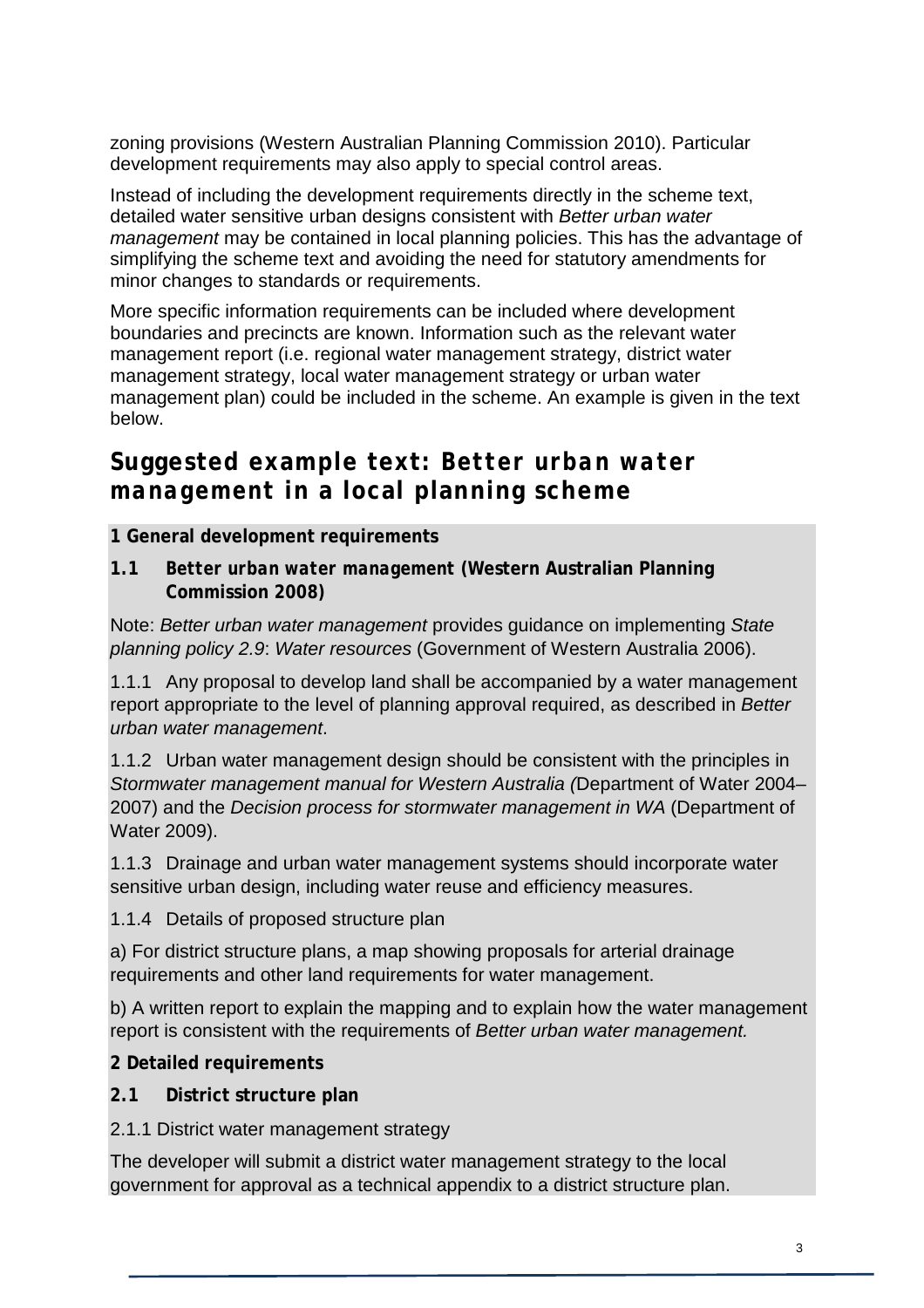zoning provisions (Western Australian Planning Commission 2010). Particular development requirements may also apply to special control areas.

Instead of including the development requirements directly in the scheme text, detailed water sensitive urban designs consistent with *Better urban water management* may be contained in local planning policies. This has the advantage of simplifying the scheme text and avoiding the need for statutory amendments for minor changes to standards or requirements.

More specific information requirements can be included where development boundaries and precincts are known. Information such as the relevant water management report (i.e. regional water management strategy, district water management strategy, local water management strategy or urban water management plan) could be included in the scheme. An example is given in the text below.

## Suggested example text: Better urban water management in a local planning scheme

**1 General development requirements**

**1.1 *Better urban water management* (Western Australian Planning Commission 2008)**

Note: *Better urban water management* provides guidance on implementing *State planning policy 2.9*: *Water resources* (Government of Western Australia 2006).

1.1.1 Any proposal to develop land shall be accompanied by a water management report appropriate to the level of planning approval required, as described in *Better urban water management*.

1.1.2 Urban water management design should be consistent with the principles in *Stormwater management manual for Western Australia* (Department of Water 2004–2007) and the *Decision process for stormwater management in WA* (Department of Water 2009).

1.1.3 Drainage and urban water management systems should incorporate water sensitive urban design, including water reuse and efficiency measures.

1.1.4 Details of proposed structure plan

a) For district structure plans, a map showing proposals for arterial drainage requirements and other land requirements for water management.

b) A written report to explain the mapping and to explain how the water management report is consistent with the requirements of *Better urban water management.*

**2 Detailed requirements**

**2.1 District structure plan**

2.1.1 District water management strategy

The developer will submit a district water management strategy to the local government for approval as a technical appendix to a district structure plan.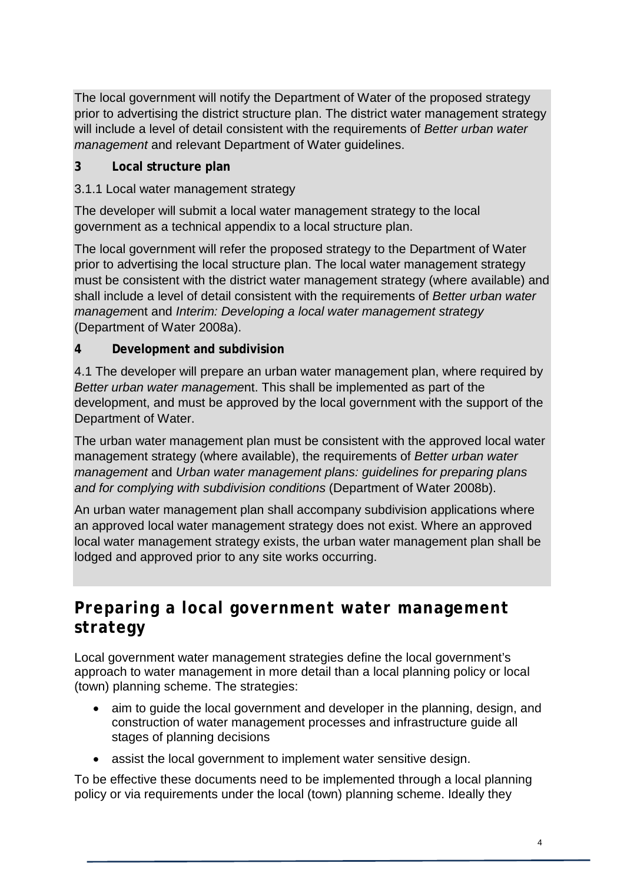The local government will notify the Department of Water of the proposed strategy prior to advertising the district structure plan. The district water management strategy will include a level of detail consistent with the requirements of *Better urban water management* and relevant Department of Water guidelines.

**3 Local structure plan**

3.1.1 Local water management strategy

The developer will submit a local water management strategy to the local government as a technical appendix to a local structure plan.

The local government will refer the proposed strategy to the Department of Water prior to advertising the local structure plan. The local water management strategy must be consistent with the district water management strategy (where available) and shall include a level of detail consistent with the requirements of *Better urban water manageme*nt and *Interim: Developing a local water management strategy* (Department of Water 2008a).

**4 Development and subdivision**

4.1 The developer will prepare an urban water management plan, where required by *Better urban water manageme*nt. This shall be implemented as part of the development, and must be approved by the local government with the support of the Department of Water.

The urban water management plan must be consistent with the approved local water management strategy (where available), the requirements of *Better urban water management* and *Urban water management plans: guidelines for preparing plans and for complying with subdivision conditions* (Department of Water 2008b).

An urban water management plan shall accompany subdivision applications where an approved local water management strategy does not exist. Where an approved local water management strategy exists, the urban water management plan shall be lodged and approved prior to any site works occurring.

## Preparing a local government water management strategy

Local government water management strategies define the local government's approach to water management in more detail than a local planning policy or local (town) planning scheme. The strategies:

- aim to guide the local government and developer in the planning, design, and construction of water management processes and infrastructure guide all stages of planning decisions
- assist the local government to implement water sensitive design.

To be effective these documents need to be implemented through a local planning policy or via requirements under the local (town) planning scheme. Ideally they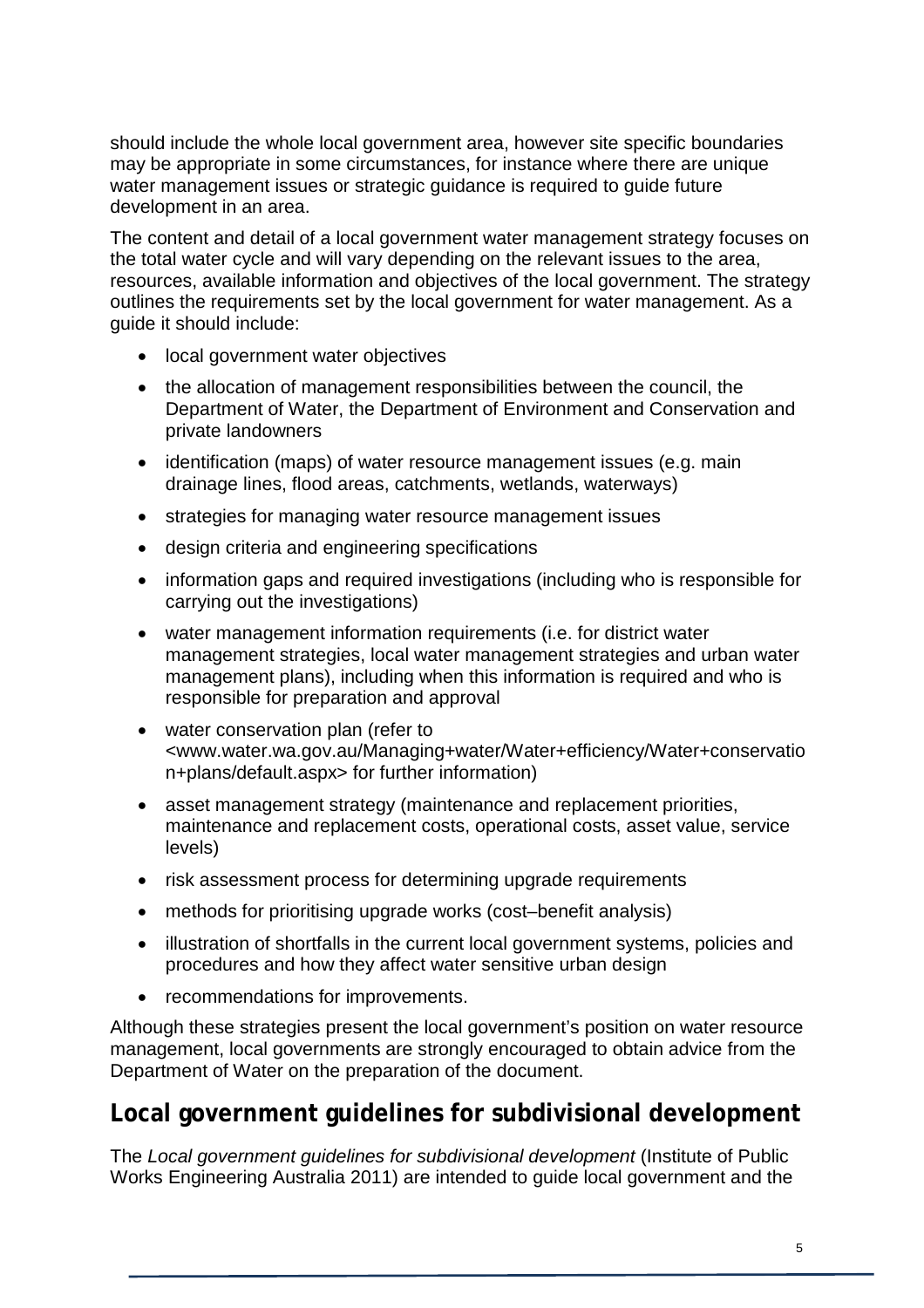should include the whole local government area, however site specific boundaries may be appropriate in some circumstances, for instance where there are unique water management issues or strategic guidance is required to guide future development in an area.

The content and detail of a local government water management strategy focuses on the total water cycle and will vary depending on the relevant issues to the area, resources, available information and objectives of the local government. The strategy outlines the requirements set by the local government for water management. As a guide it should include:

- local government water objectives
- the allocation of management responsibilities between the council, the Department of Water, the Department of Environment and Conservation and private landowners
- identification (maps) of water resource management issues (e.g. main drainage lines, flood areas, catchments, wetlands, waterways)
- strategies for managing water resource management issues
- design criteria and engineering specifications
- information gaps and required investigations (including who is responsible for carrying out the investigations)
- water management information requirements (i.e. for district water management strategies, local water management strategies and urban water management plans), including when this information is required and who is responsible for preparation and approval
- water conservation plan (refer to <www.water.wa.gov.au/Managing+water/Water+efficiency/Water+conservation+plans/default.aspx> for further information)
- asset management strategy (maintenance and replacement priorities, maintenance and replacement costs, operational costs, asset value, service levels)
- risk assessment process for determining upgrade requirements
- methods for prioritising upgrade works (cost–benefit analysis)
- illustration of shortfalls in the current local government systems, policies and procedures and how they affect water sensitive urban design
- recommendations for improvements.

Although these strategies present the local government's position on water resource management, local governments are strongly encouraged to obtain advice from the Department of Water on the preparation of the document.

## Local government guidelines for subdivisional development

The *Local government guidelines for subdivisional development* (Institute of Public Works Engineering Australia 2011) are intended to guide local government and the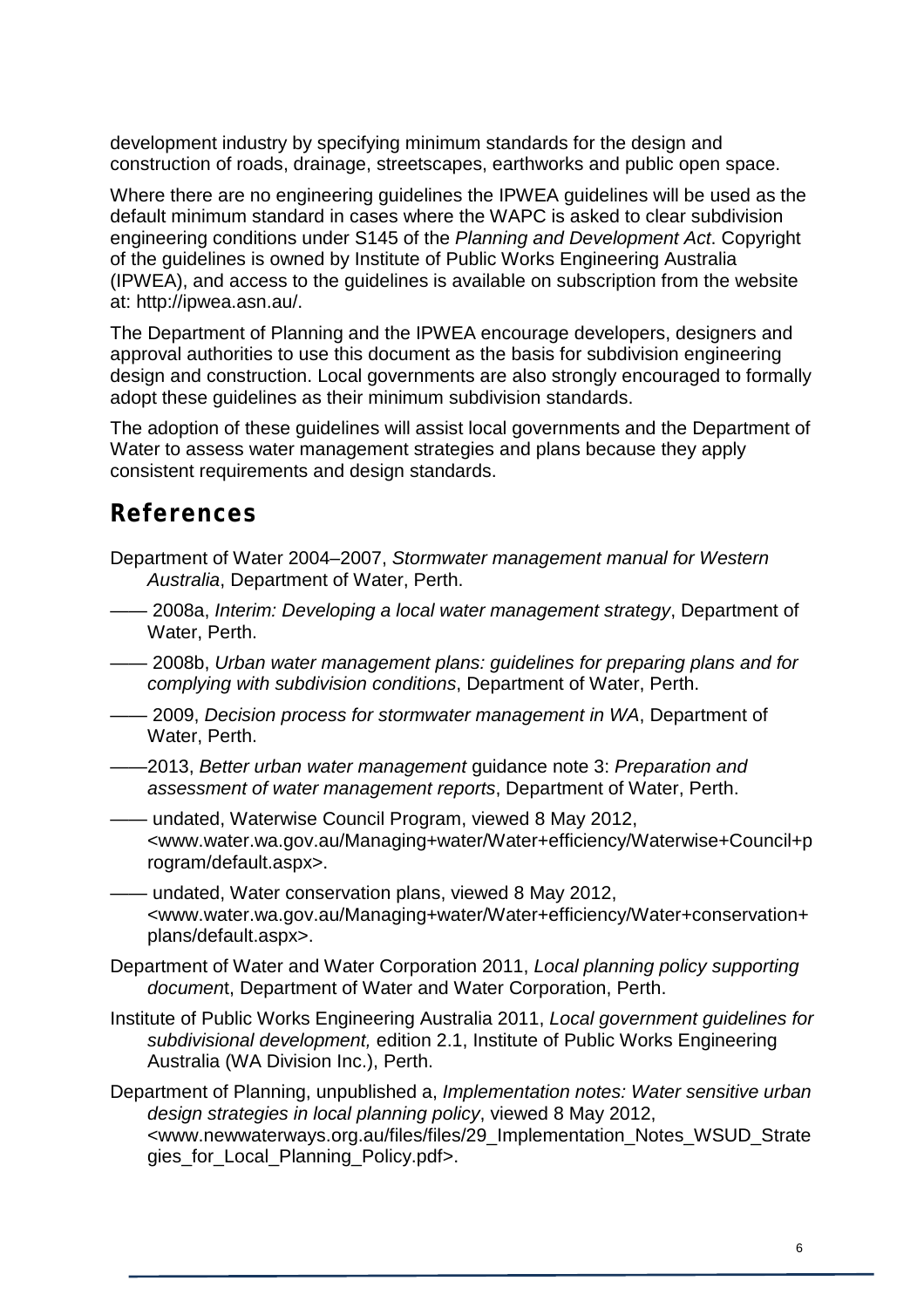development industry by specifying minimum standards for the design and construction of roads, drainage, streetscapes, earthworks and public open space.

Where there are no engineering guidelines the IPWEA guidelines will be used as the default minimum standard in cases where the WAPC is asked to clear subdivision engineering conditions under S145 of the *Planning and Development Act*. Copyright of the guidelines is owned by Institute of Public Works Engineering Australia (IPWEA), and access to the guidelines is available on subscription from the website at: http://ipwea.asn.au/.

The Department of Planning and the IPWEA encourage developers, designers and approval authorities to use this document as the basis for subdivision engineering design and construction. Local governments are also strongly encouraged to formally adopt these guidelines as their minimum subdivision standards.

The adoption of these guidelines will assist local governments and the Department of Water to assess water management strategies and plans because they apply consistent requirements and design standards.

## References

Department of Water 2004–2007, *Stormwater management manual for Western Australia*, Department of Water, Perth.

—— 2008a, *Interim: Developing a local water management strategy*, Department of Water, Perth.

—— 2008b, *Urban water management plans: guidelines for preparing plans and for complying with subdivision conditions*, Department of Water, Perth.

—— 2009, *Decision process for stormwater management in WA*, Department of Water, Perth.

——2013, *Better urban water management* guidance note 3: *Preparation and assessment of water management reports*, Department of Water, Perth.

—— undated, Waterwise Council Program, viewed 8 May 2012, <www.water.wa.gov.au/Managing+water/Water+efficiency/Waterwise+Council+program/default.aspx>.

—— undated, Water conservation plans, viewed 8 May 2012, <www.water.wa.gov.au/Managing+water/Water+efficiency/Water+conservation+plans/default.aspx>.

Department of Water and Water Corporation 2011, *Local planning policy supporting document*, Department of Water and Water Corporation, Perth.

Institute of Public Works Engineering Australia 2011, *Local government guidelines for subdivisional development,* edition 2.1, Institute of Public Works Engineering Australia (WA Division Inc.), Perth.

Department of Planning, unpublished a, *Implementation notes: Water sensitive urban design strategies in local planning policy*, viewed 8 May 2012, <www.newwaterways.org.au/files/files/29_Implementation_Notes_WSUD_Strategies_for_Local_Planning_Policy.pdf>.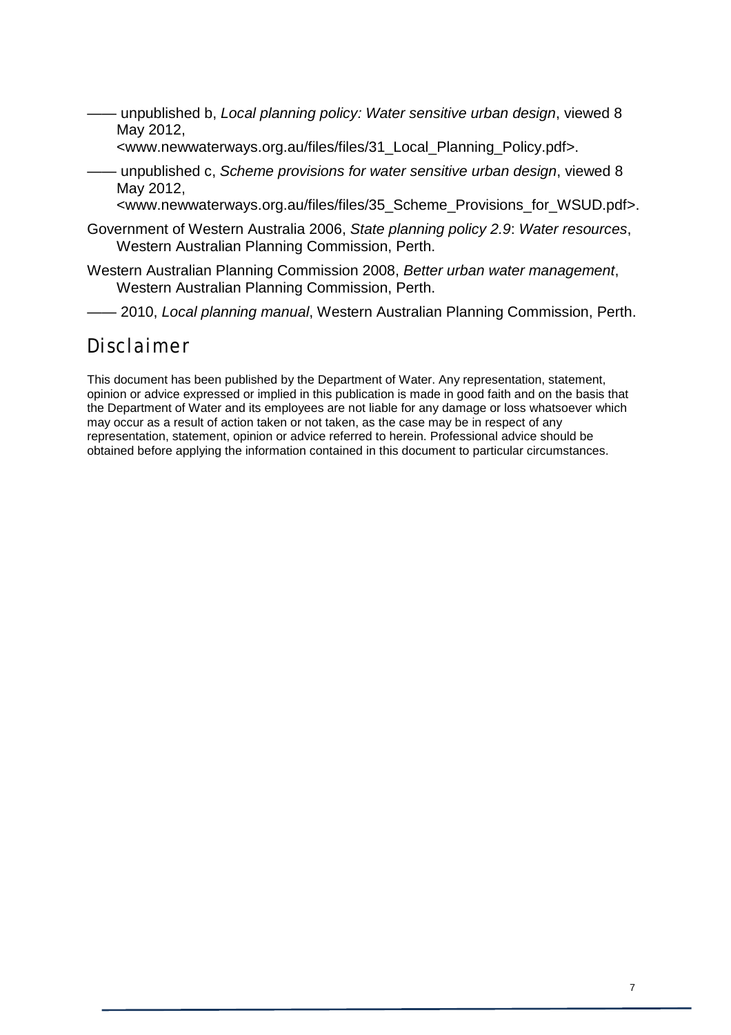—— unpublished b, *Local planning policy: Water sensitive urban design*, viewed 8 May 2012, <www.newwaterways.org.au/files/files/31_Local_Planning_Policy.pdf>.

—— unpublished c, *Scheme provisions for water sensitive urban design*, viewed 8 May 2012, <www.newwaterways.org.au/files/files/35_Scheme_Provisions_for_WSUD.pdf>.

Government of Western Australia 2006, *State planning policy 2.9*: *Water resources*, Western Australian Planning Commission, Perth.

Western Australian Planning Commission 2008, *Better urban water management*, Western Australian Planning Commission, Perth.

—— 2010, *Local planning manual*, Western Australian Planning Commission, Perth.

## Disclaimer

This document has been published by the Department of Water. Any representation, statement, opinion or advice expressed or implied in this publication is made in good faith and on the basis that the Department of Water and its employees are not liable for any damage or loss whatsoever which may occur as a result of action taken or not taken, as the case may be in respect of any representation, statement, opinion or advice referred to herein. Professional advice should be obtained before applying the information contained in this document to particular circumstances.